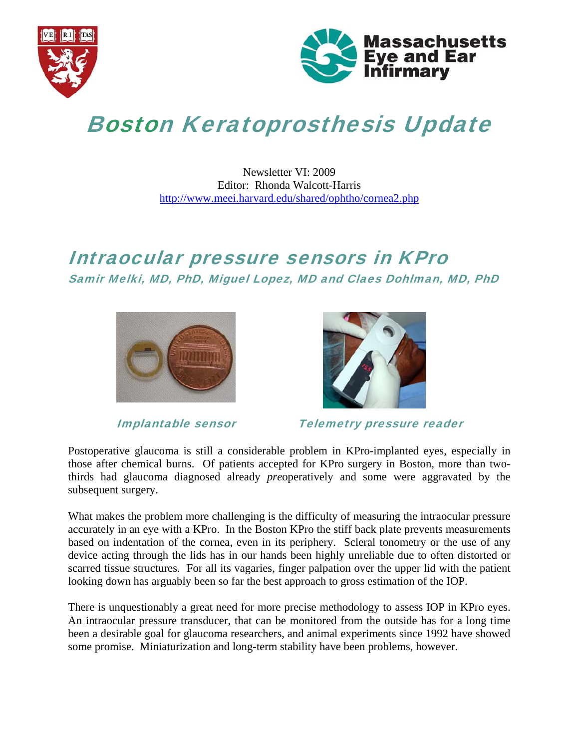# Boston Keratoprosthesis Update

Newsletter VI: 2009
Editor: Rhonda Walcott-Harris
http://www.meei.harvard.edu/shared/ophtho/cornea2.php

## Intraocular pressure sensors in KPro

### Samir Melki, MD, PhD, Miguel Lopez, MD and Claes Dohlman, MD, PhD

*Implantable sensor*

*Telemetry pressure reader*

Postoperative glaucoma is still a considerable problem in KPro-implanted eyes, especially in those after chemical burns. Of patients accepted for KPro surgery in Boston, more than two-thirds had glaucoma diagnosed already *pre*operatively and some were aggravated by the subsequent surgery.

What makes the problem more challenging is the difficulty of measuring the intraocular pressure accurately in an eye with a KPro. In the Boston KPro the stiff back plate prevents measurements based on indentation of the cornea, even in its periphery. Scleral tonometry or the use of any device acting through the lids has in our hands been highly unreliable due to often distorted or scarred tissue structures. For all its vagaries, finger palpation over the upper lid with the patient looking down has arguably been so far the best approach to gross estimation of the IOP.

There is unquestionably a great need for more precise methodology to assess IOP in KPro eyes. An intraocular pressure transducer, that can be monitored from the outside has for a long time been a desirable goal for glaucoma researchers, and animal experiments since 1992 have showed some promise. Miniaturization and long-term stability have been problems, however.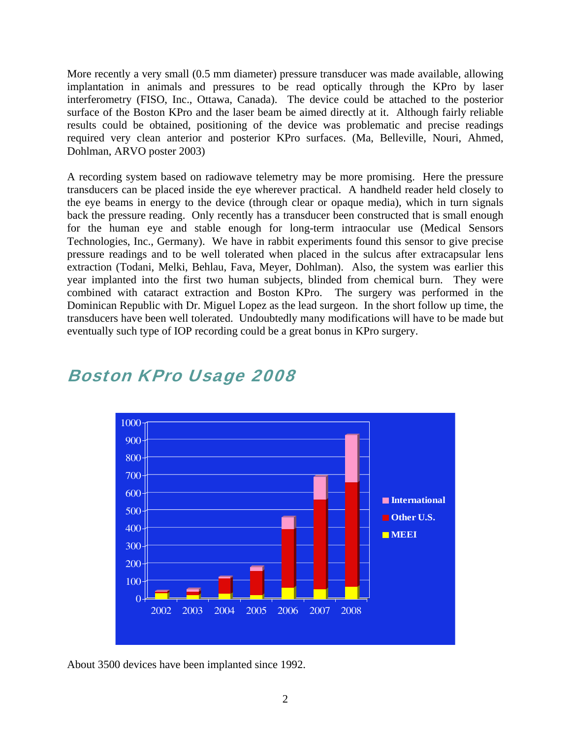More recently a very small (0.5 mm diameter) pressure transducer was made available, allowing implantation in animals and pressures to be read optically through the KPro by laser interferometry (FISO, Inc., Ottawa, Canada). The device could be attached to the posterior surface of the Boston KPro and the laser beam be aimed directly at it. Although fairly reliable results could be obtained, positioning of the device was problematic and precise readings required very clean anterior and posterior KPro surfaces. (Ma, Belleville, Nouri, Ahmed, Dohlman, ARVO poster 2003)

A recording system based on radiowave telemetry may be more promising. Here the pressure transducers can be placed inside the eye wherever practical. A handheld reader held closely to the eye beams in energy to the device (through clear or opaque media), which in turn signals back the pressure reading. Only recently has a transducer been constructed that is small enough for the human eye and stable enough for long-term intraocular use (Medical Sensors Technologies, Inc., Germany). We have in rabbit experiments found this sensor to give precise pressure readings and to be well tolerated when placed in the sulcus after extracapsular lens extraction (Todani, Melki, Behlau, Fava, Meyer, Dohlman). Also, the system was earlier this year implanted into the first two human subjects, blinded from chemical burn. They were combined with cataract extraction and Boston KPro. The surgery was performed in the Dominican Republic with Dr. Miguel Lopez as the lead surgeon. In the short follow up time, the transducers have been well tolerated. Undoubtedly many modifications will have to be made but eventually such type of IOP recording could be a great bonus in KPro surgery.

## Boston KPro Usage 2008

About 3500 devices have been implanted since 1992.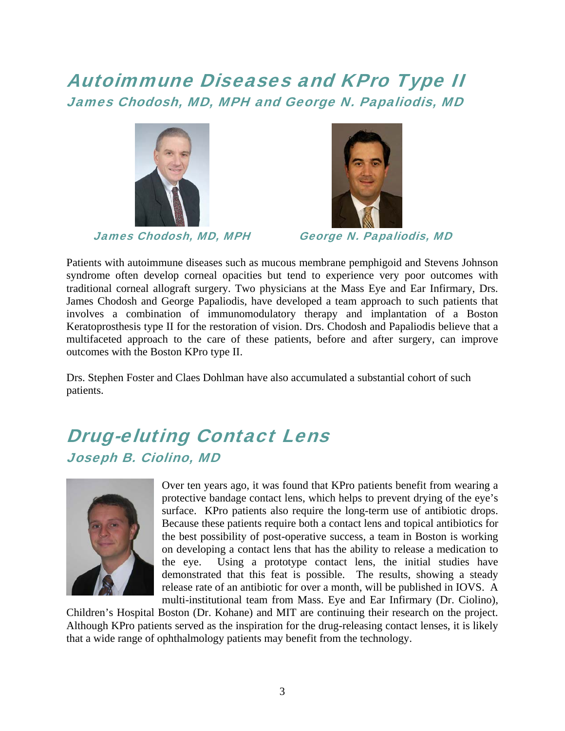## Autoimmune Diseases and KPro Type II

### James Chodosh, MD, MPH and George N. Papaliodis, MD

*James Chodosh, MD, MPH* *George N. Papaliodis, MD*

Patients with autoimmune diseases such as mucous membrane pemphigoid and Stevens Johnson syndrome often develop corneal opacities but tend to experience very poor outcomes with traditional corneal allograft surgery. Two physicians at the Mass Eye and Ear Infirmary, Drs. James Chodosh and George Papaliodis, have developed a team approach to such patients that involves a combination of immunomodulatory therapy and implantation of a Boston Keratoprosthesis type II for the restoration of vision. Drs. Chodosh and Papaliodis believe that a multifaceted approach to the care of these patients, before and after surgery, can improve outcomes with the Boston KPro type II.

Drs. Stephen Foster and Claes Dohlman have also accumulated a substantial cohort of such patients.

## Drug-eluting Contact Lens

### Joseph B. Ciolino, MD

Over ten years ago, it was found that KPro patients benefit from wearing a protective bandage contact lens, which helps to prevent drying of the eye's surface. KPro patients also require the long-term use of antibiotic drops. Because these patients require both a contact lens and topical antibiotics for the best possibility of post-operative success, a team in Boston is working on developing a contact lens that has the ability to release a medication to the eye. Using a prototype contact lens, the initial studies have demonstrated that this feat is possible. The results, showing a steady release rate of an antibiotic for over a month, will be published in IOVS. A multi-institutional team from Mass. Eye and Ear Infirmary (Dr. Ciolino), Children's Hospital Boston (Dr. Kohane) and MIT are continuing their research on the project. Although KPro patients served as the inspiration for the drug-releasing contact lenses, it is likely that a wide range of ophthalmology patients may benefit from the technology.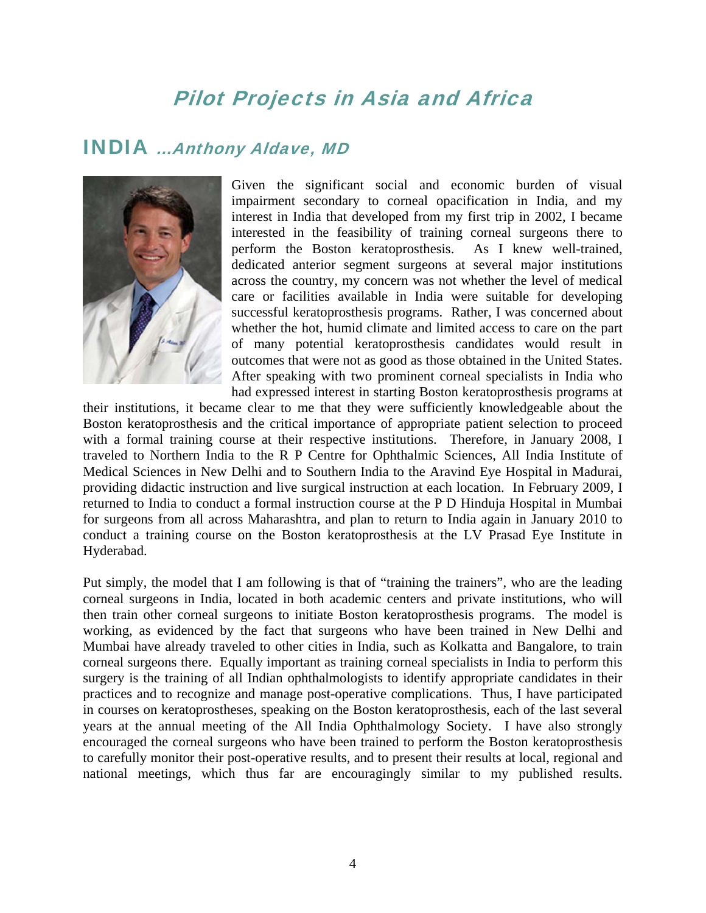# Pilot Projects in Asia and Africa

## INDIA *...Anthony Aldave, MD*

Given the significant social and economic burden of visual impairment secondary to corneal opacification in India, and my interest in India that developed from my first trip in 2002, I became interested in the feasibility of training corneal surgeons there to perform the Boston keratoprosthesis. As I knew well-trained, dedicated anterior segment surgeons at several major institutions across the country, my concern was not whether the level of medical care or facilities available in India were suitable for developing successful keratoprosthesis programs. Rather, I was concerned about whether the hot, humid climate and limited access to care on the part of many potential keratoprosthesis candidates would result in outcomes that were not as good as those obtained in the United States. After speaking with two prominent corneal specialists in India who had expressed interest in starting Boston keratoprosthesis programs at their institutions, it became clear to me that they were sufficiently knowledgeable about the Boston keratoprosthesis and the critical importance of appropriate patient selection to proceed with a formal training course at their respective institutions. Therefore, in January 2008, I traveled to Northern India to the R P Centre for Ophthalmic Sciences, All India Institute of Medical Sciences in New Delhi and to Southern India to the Aravind Eye Hospital in Madurai, providing didactic instruction and live surgical instruction at each location. In February 2009, I returned to India to conduct a formal instruction course at the P D Hinduja Hospital in Mumbai for surgeons from all across Maharashtra, and plan to return to India again in January 2010 to conduct a training course on the Boston keratoprosthesis at the LV Prasad Eye Institute in Hyderabad.

Put simply, the model that I am following is that of "training the trainers", who are the leading corneal surgeons in India, located in both academic centers and private institutions, who will then train other corneal surgeons to initiate Boston keratoprosthesis programs. The model is working, as evidenced by the fact that surgeons who have been trained in New Delhi and Mumbai have already traveled to other cities in India, such as Kolkatta and Bangalore, to train corneal surgeons there. Equally important as training corneal specialists in India to perform this surgery is the training of all Indian ophthalmologists to identify appropriate candidates in their practices and to recognize and manage post-operative complications. Thus, I have participated in courses on keratoprostheses, speaking on the Boston keratoprosthesis, each of the last several years at the annual meeting of the All India Ophthalmology Society. I have also strongly encouraged the corneal surgeons who have been trained to perform the Boston keratoprosthesis to carefully monitor their post-operative results, and to present their results at local, regional and national meetings, which thus far are encouragingly similar to my published results.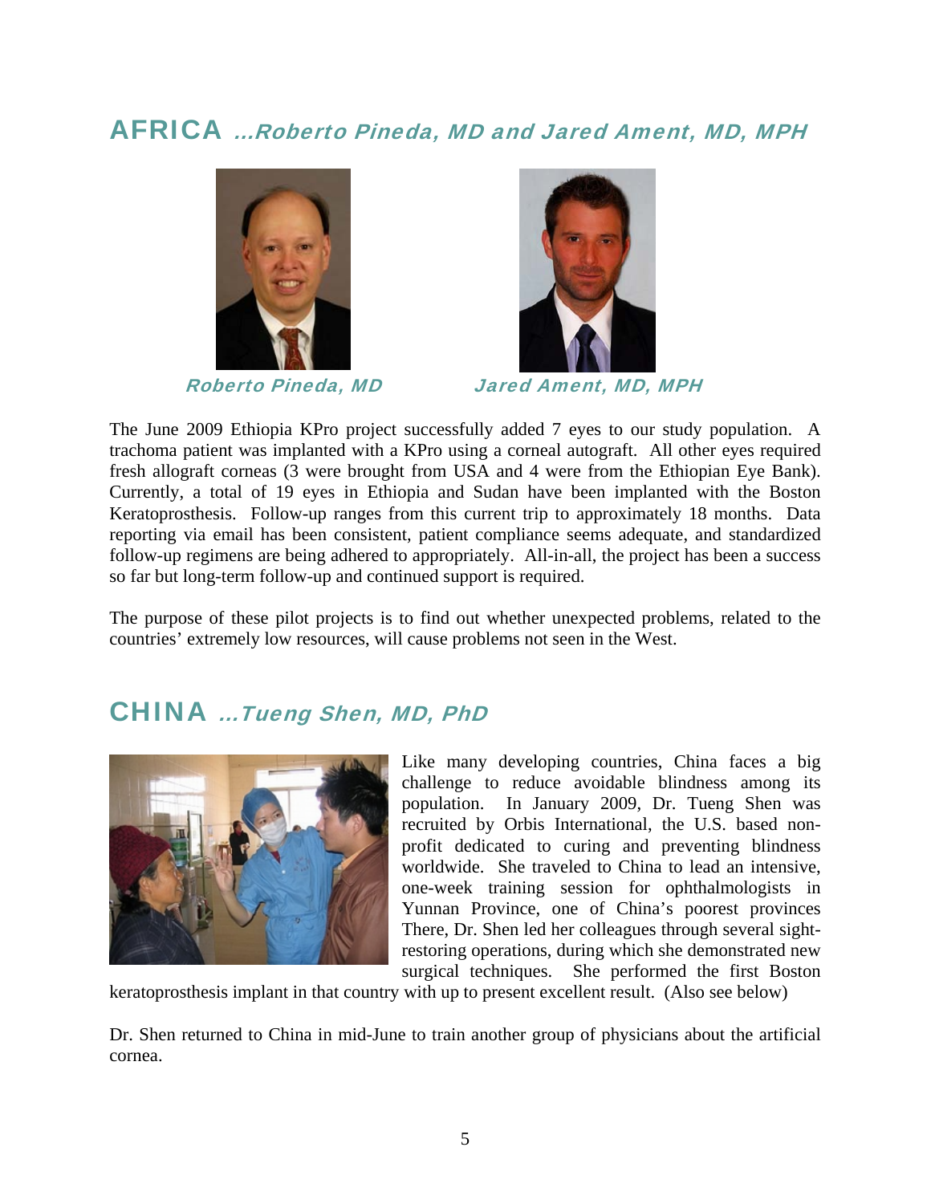## AFRICA *...Roberto Pineda, MD and Jared Ament, MD, MPH*

*Roberto Pineda, MD*

*Jared Ament, MD, MPH*

The June 2009 Ethiopia KPro project successfully added 7 eyes to our study population. A trachoma patient was implanted with a KPro using a corneal autograft. All other eyes required fresh allograft corneas (3 were brought from USA and 4 were from the Ethiopian Eye Bank). Currently, a total of 19 eyes in Ethiopia and Sudan have been implanted with the Boston Keratoprosthesis. Follow-up ranges from this current trip to approximately 18 months. Data reporting via email has been consistent, patient compliance seems adequate, and standardized follow-up regimens are being adhered to appropriately. All-in-all, the project has been a success so far but long-term follow-up and continued support is required.

The purpose of these pilot projects is to find out whether unexpected problems, related to the countries' extremely low resources, will cause problems not seen in the West.

## CHINA *...Tueng Shen, MD, PhD*

Like many developing countries, China faces a big challenge to reduce avoidable blindness among its population. In January 2009, Dr. Tueng Shen was recruited by Orbis International, the U.S. based non-profit dedicated to curing and preventing blindness worldwide. She traveled to China to lead an intensive, one-week training session for ophthalmologists in Yunnan Province, one of China's poorest provinces There, Dr. Shen led her colleagues through several sight-restoring operations, during which she demonstrated new surgical techniques. She performed the first Boston keratoprosthesis implant in that country with up to present excellent result. (Also see below)

Dr. Shen returned to China in mid-June to train another group of physicians about the artificial cornea.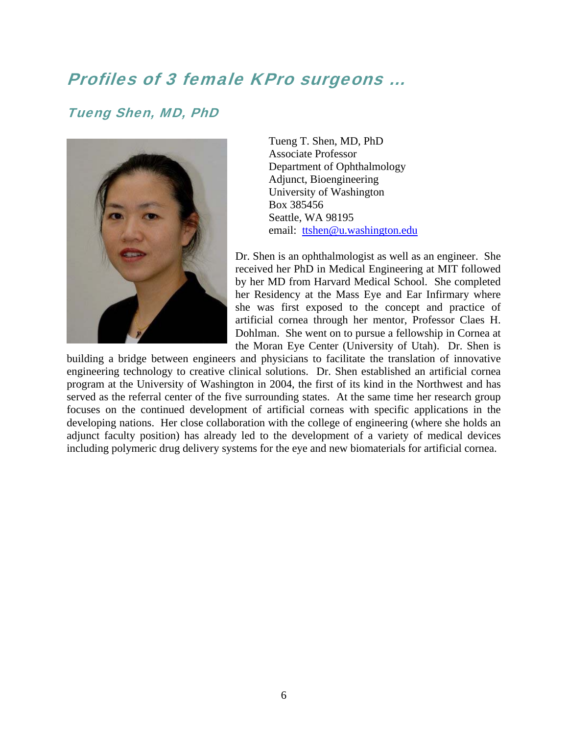# Profiles of 3 female KPro surgeons …

## Tueng Shen, MD, PhD

Tueng T. Shen, MD, PhD
Associate Professor
Department of Ophthalmology
Adjunct, Bioengineering
University of Washington
Box 385456
Seattle, WA 98195
email: [ttshen@u.washington.edu](mailto:ttshen@u.washington.edu)

Dr. Shen is an ophthalmologist as well as an engineer. She received her PhD in Medical Engineering at MIT followed by her MD from Harvard Medical School. She completed her Residency at the Mass Eye and Ear Infirmary where she was first exposed to the concept and practice of artificial cornea through her mentor, Professor Claes H. Dohlman. She went on to pursue a fellowship in Cornea at the Moran Eye Center (University of Utah). Dr. Shen is building a bridge between engineers and physicians to facilitate the translation of innovative engineering technology to creative clinical solutions. Dr. Shen established an artificial cornea program at the University of Washington in 2004, the first of its kind in the Northwest and has served as the referral center of the five surrounding states. At the same time her research group focuses on the continued development of artificial corneas with specific applications in the developing nations. Her close collaboration with the college of engineering (where she holds an adjunct faculty position) has already led to the development of a variety of medical devices including polymeric drug delivery systems for the eye and new biomaterials for artificial cornea.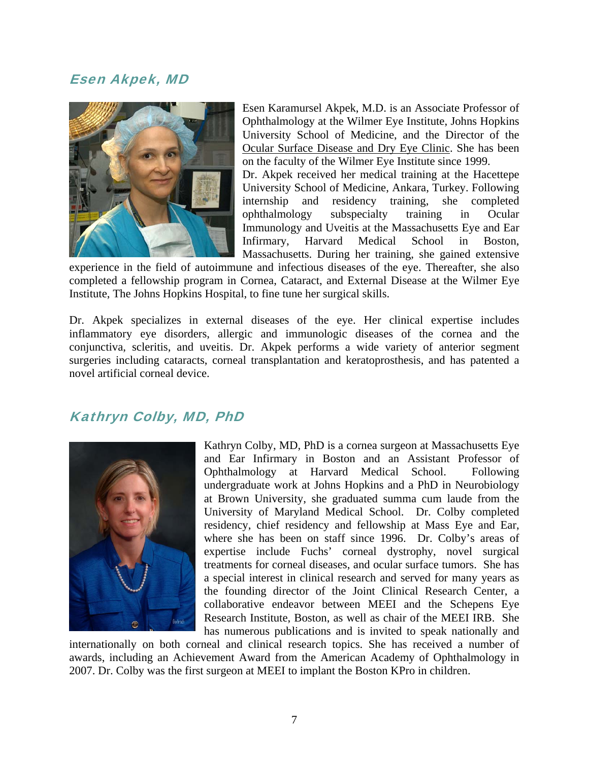## *Esen Akpek, MD*

Esen Karamursel Akpek, M.D. is an Associate Professor of Ophthalmology at the Wilmer Eye Institute, Johns Hopkins University School of Medicine, and the Director of the Ocular Surface Disease and Dry Eye Clinic. She has been on the faculty of the Wilmer Eye Institute since 1999.

Dr. Akpek received her medical training at the Hacettepe University School of Medicine, Ankara, Turkey. Following internship and residency training, she completed ophthalmology subspecialty training in Ocular Immunology and Uveitis at the Massachusetts Eye and Ear Infirmary, Harvard Medical School in Boston, Massachusetts. During her training, she gained extensive experience in the field of autoimmune and infectious diseases of the eye. Thereafter, she also completed a fellowship program in Cornea, Cataract, and External Disease at the Wilmer Eye Institute, The Johns Hopkins Hospital, to fine tune her surgical skills.

Dr. Akpek specializes in external diseases of the eye. Her clinical expertise includes inflammatory eye disorders, allergic and immunologic diseases of the cornea and the conjunctiva, scleritis, and uveitis. Dr. Akpek performs a wide variety of anterior segment surgeries including cataracts, corneal transplantation and keratoprosthesis, and has patented a novel artificial corneal device.

## *Kathryn Colby, MD, PhD*

Kathryn Colby, MD, PhD is a cornea surgeon at Massachusetts Eye and Ear Infirmary in Boston and an Assistant Professor of Ophthalmology at Harvard Medical School. Following undergraduate work at Johns Hopkins and a PhD in Neurobiology at Brown University, she graduated summa cum laude from the University of Maryland Medical School. Dr. Colby completed residency, chief residency and fellowship at Mass Eye and Ear, where she has been on staff since 1996. Dr. Colby's areas of expertise include Fuchs' corneal dystrophy, novel surgical treatments for corneal diseases, and ocular surface tumors. She has a special interest in clinical research and served for many years as the founding director of the Joint Clinical Research Center, a collaborative endeavor between MEEI and the Schepens Eye Research Institute, Boston, as well as chair of the MEEI IRB. She has numerous publications and is invited to speak nationally and internationally on both corneal and clinical research topics. She has received a number of awards, including an Achievement Award from the American Academy of Ophthalmology in 2007. Dr. Colby was the first surgeon at MEEI to implant the Boston KPro in children.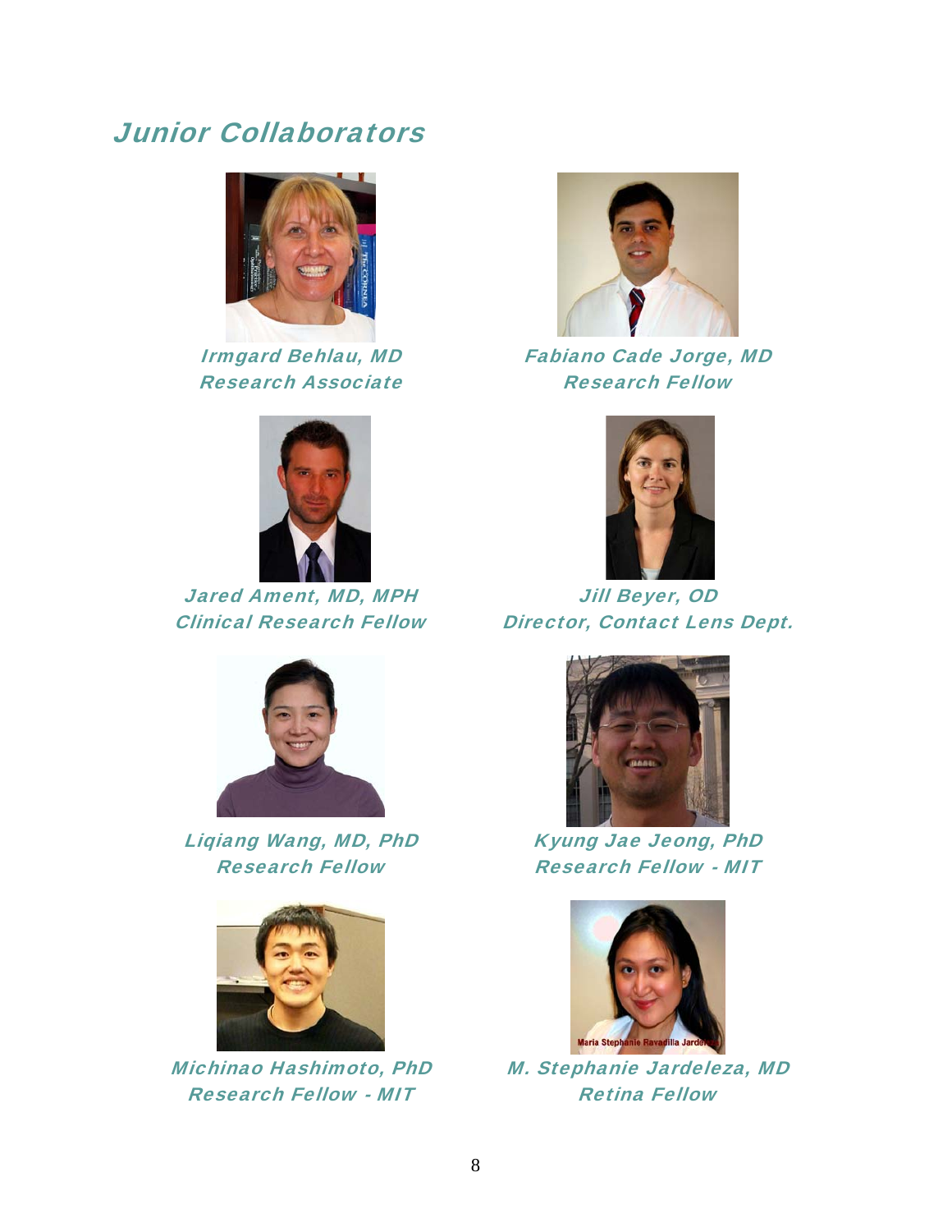## Junior Collaborators

*Irmgard Behlau, MD*
*Research Associate*

*Fabiano Cade Jorge, MD*
*Research Fellow*

*Jared Ament, MD, MPH*
*Clinical Research Fellow*

*Jill Beyer, OD*
*Director, Contact Lens Dept.*

*Liqiang Wang, MD, PhD*
*Research Fellow*

*Kyung Jae Jeong, PhD*
*Research Fellow - MIT*

*Michinao Hashimoto, PhD*
*Research Fellow - MIT*

*M. Stephanie Jardeleza, MD*
*Retina Fellow*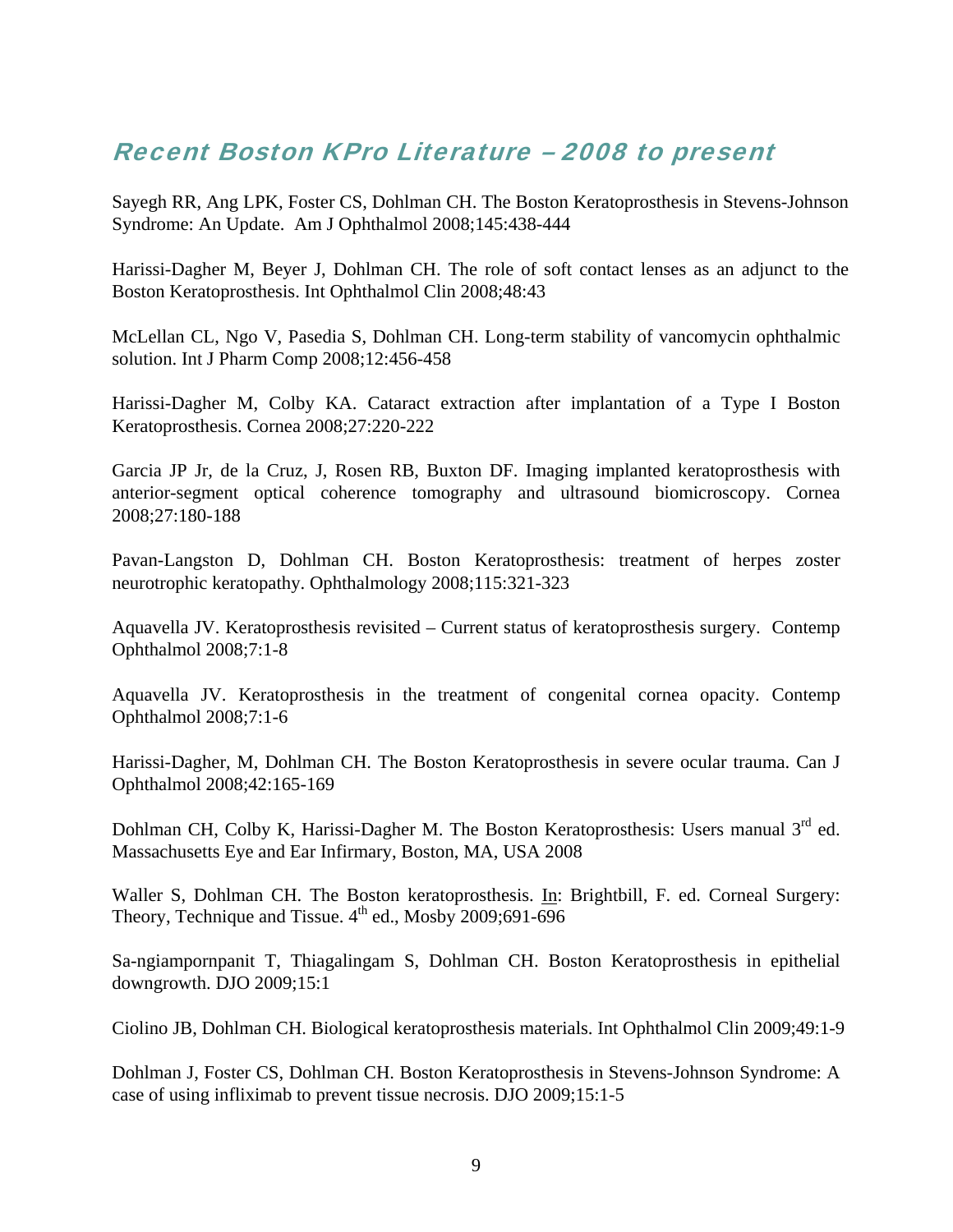## Recent Boston KPro Literature – 2008 to present

Sayegh RR, Ang LPK, Foster CS, Dohlman CH. The Boston Keratoprosthesis in Stevens-Johnson Syndrome: An Update. Am J Ophthalmol 2008;145:438-444

Harissi-Dagher M, Beyer J, Dohlman CH. The role of soft contact lenses as an adjunct to the Boston Keratoprosthesis. Int Ophthalmol Clin 2008;48:43

McLellan CL, Ngo V, Pasedia S, Dohlman CH. Long-term stability of vancomycin ophthalmic solution. Int J Pharm Comp 2008;12:456-458

Harissi-Dagher M, Colby KA. Cataract extraction after implantation of a Type I Boston Keratoprosthesis. Cornea 2008;27:220-222

Garcia JP Jr, de la Cruz, J, Rosen RB, Buxton DF. Imaging implanted keratoprosthesis with anterior-segment optical coherence tomography and ultrasound biomicroscopy. Cornea 2008;27:180-188

Pavan-Langston D, Dohlman CH. Boston Keratoprosthesis: treatment of herpes zoster neurotrophic keratopathy. Ophthalmology 2008;115:321-323

Aquavella JV. Keratoprosthesis revisited – Current status of keratoprosthesis surgery. Contemp Ophthalmol 2008;7:1-8

Aquavella JV. Keratoprosthesis in the treatment of congenital cornea opacity. Contemp Ophthalmol 2008;7:1-6

Harissi-Dagher, M, Dohlman CH. The Boston Keratoprosthesis in severe ocular trauma. Can J Ophthalmol 2008;42:165-169

Dohlman CH, Colby K, Harissi-Dagher M. The Boston Keratoprosthesis: Users manual 3rd ed. Massachusetts Eye and Ear Infirmary, Boston, MA, USA 2008

Waller S, Dohlman CH. The Boston keratoprosthesis. In: Brightbill, F. ed. Corneal Surgery: Theory, Technique and Tissue. 4th ed., Mosby 2009;691-696

Sa-ngiampornpanit T, Thiagalingam S, Dohlman CH. Boston Keratoprosthesis in epithelial downgrowth. DJO 2009;15:1

Ciolino JB, Dohlman CH. Biological keratoprosthesis materials. Int Ophthalmol Clin 2009;49:1-9

Dohlman J, Foster CS, Dohlman CH. Boston Keratoprosthesis in Stevens-Johnson Syndrome: A case of using infliximab to prevent tissue necrosis. DJO 2009;15:1-5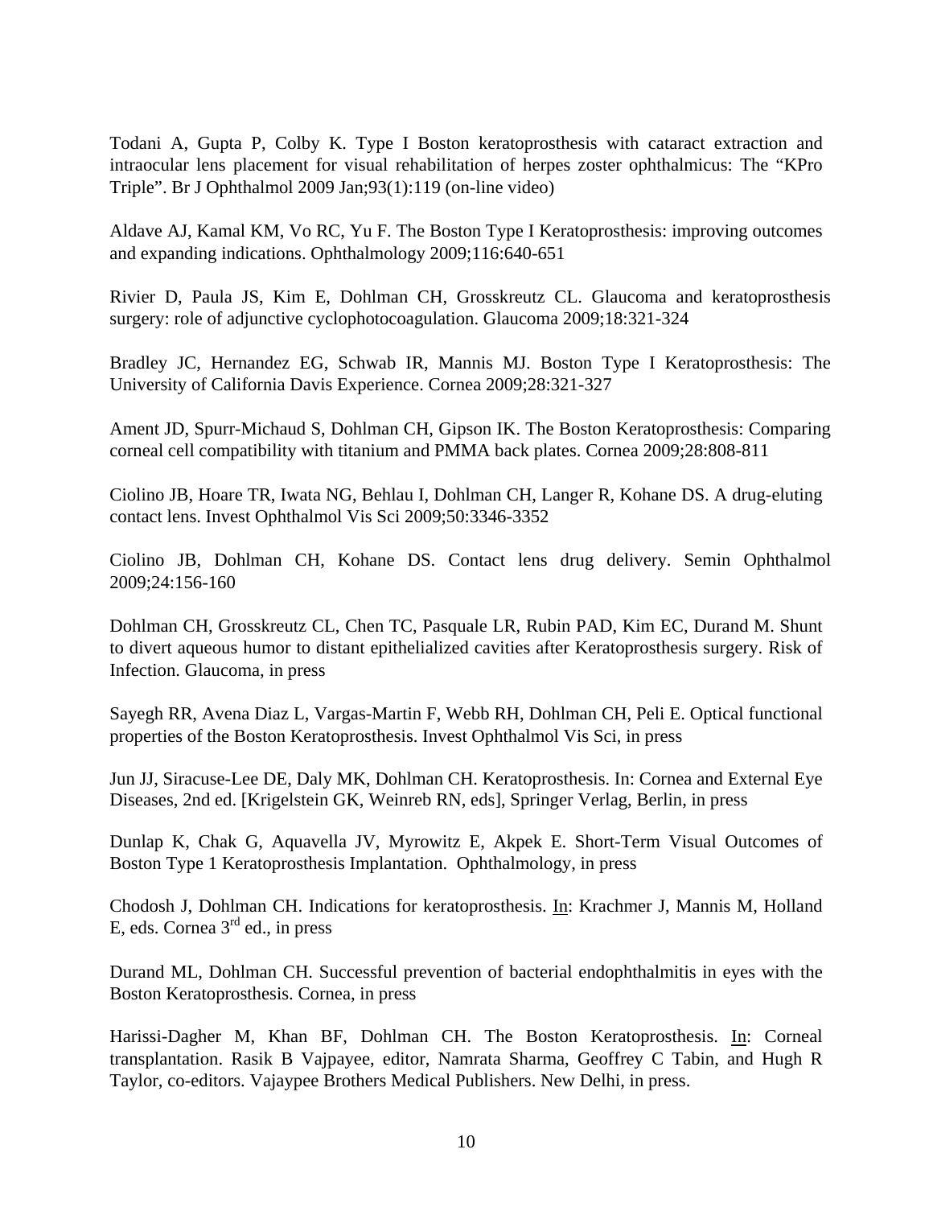Todani A, Gupta P, Colby K. Type I Boston keratoprosthesis with cataract extraction and intraocular lens placement for visual rehabilitation of herpes zoster ophthalmicus: The "KPro Triple". Br J Ophthalmol 2009 Jan;93(1):119 (on-line video)

Aldave AJ, Kamal KM, Vo RC, Yu F. The Boston Type I Keratoprosthesis: improving outcomes and expanding indications. Ophthalmology 2009;116:640-651

Rivier D, Paula JS, Kim E, Dohlman CH, Grosskreutz CL. Glaucoma and keratoprosthesis surgery: role of adjunctive cyclophotocoagulation. Glaucoma 2009;18:321-324

Bradley JC, Hernandez EG, Schwab IR, Mannis MJ. Boston Type I Keratoprosthesis: The University of California Davis Experience. Cornea 2009;28:321-327

Ament JD, Spurr-Michaud S, Dohlman CH, Gipson IK. The Boston Keratoprosthesis: Comparing corneal cell compatibility with titanium and PMMA back plates. Cornea 2009;28:808-811

Ciolino JB, Hoare TR, Iwata NG, Behlau I, Dohlman CH, Langer R, Kohane DS. A drug-eluting contact lens. Invest Ophthalmol Vis Sci 2009;50:3346-3352

Ciolino JB, Dohlman CH, Kohane DS. Contact lens drug delivery. Semin Ophthalmol 2009;24:156-160

Dohlman CH, Grosskreutz CL, Chen TC, Pasquale LR, Rubin PAD, Kim EC, Durand M. Shunt to divert aqueous humor to distant epithelialized cavities after Keratoprosthesis surgery. Risk of Infection. Glaucoma, in press

Sayegh RR, Avena Diaz L, Vargas-Martin F, Webb RH, Dohlman CH, Peli E. Optical functional properties of the Boston Keratoprosthesis. Invest Ophthalmol Vis Sci, in press

Jun JJ, Siracuse-Lee DE, Daly MK, Dohlman CH. Keratoprosthesis. In: Cornea and External Eye Diseases, 2nd ed. [Krigelstein GK, Weinreb RN, eds], Springer Verlag, Berlin, in press

Dunlap K, Chak G, Aquavella JV, Myrowitz E, Akpek E. Short-Term Visual Outcomes of Boston Type 1 Keratoprosthesis Implantation. Ophthalmology, in press

Chodosh J, Dohlman CH. Indications for keratoprosthesis. In: Krachmer J, Mannis M, Holland E, eds. Cornea 3rd ed., in press

Durand ML, Dohlman CH. Successful prevention of bacterial endophthalmitis in eyes with the Boston Keratoprosthesis. Cornea, in press

Harissi-Dagher M, Khan BF, Dohlman CH. The Boston Keratoprosthesis. In: Corneal transplantation. Rasik B Vajpayee, editor, Namrata Sharma, Geoffrey C Tabin, and Hugh R Taylor, co-editors. Vajaypee Brothers Medical Publishers. New Delhi, in press.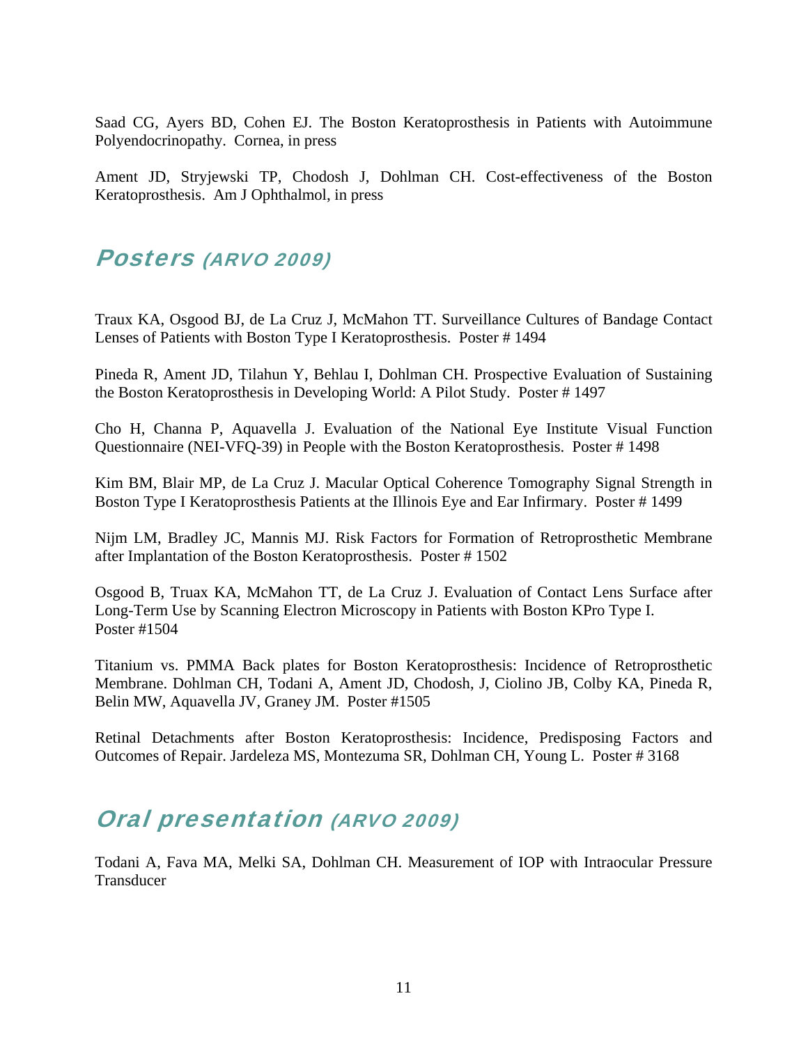Saad CG, Ayers BD, Cohen EJ. The Boston Keratoprosthesis in Patients with Autoimmune Polyendocrinopathy. Cornea, in press

Ament JD, Stryjewski TP, Chodosh J, Dohlman CH. Cost-effectiveness of the Boston Keratoprosthesis. Am J Ophthalmol, in press

## *Posters (ARVO 2009)*

Traux KA, Osgood BJ, de La Cruz J, McMahon TT. Surveillance Cultures of Bandage Contact Lenses of Patients with Boston Type I Keratoprosthesis. Poster # 1494

Pineda R, Ament JD, Tilahun Y, Behlau I, Dohlman CH. Prospective Evaluation of Sustaining the Boston Keratoprosthesis in Developing World: A Pilot Study. Poster # 1497

Cho H, Channa P, Aquavella J. Evaluation of the National Eye Institute Visual Function Questionnaire (NEI-VFQ-39) in People with the Boston Keratoprosthesis. Poster # 1498

Kim BM, Blair MP, de La Cruz J. Macular Optical Coherence Tomography Signal Strength in Boston Type I Keratoprosthesis Patients at the Illinois Eye and Ear Infirmary. Poster # 1499

Nijm LM, Bradley JC, Mannis MJ. Risk Factors for Formation of Retroprosthetic Membrane after Implantation of the Boston Keratoprosthesis. Poster # 1502

Osgood B, Truax KA, McMahon TT, de La Cruz J. Evaluation of Contact Lens Surface after Long-Term Use by Scanning Electron Microscopy in Patients with Boston KPro Type I. Poster #1504

Titanium vs. PMMA Back plates for Boston Keratoprosthesis: Incidence of Retroprosthetic Membrane. Dohlman CH, Todani A, Ament JD, Chodosh, J, Ciolino JB, Colby KA, Pineda R, Belin MW, Aquavella JV, Graney JM. Poster #1505

Retinal Detachments after Boston Keratoprosthesis: Incidence, Predisposing Factors and Outcomes of Repair. Jardeleza MS, Montezuma SR, Dohlman CH, Young L. Poster # 3168

## *Oral presentation (ARVO 2009)*

Todani A, Fava MA, Melki SA, Dohlman CH. Measurement of IOP with Intraocular Pressure Transducer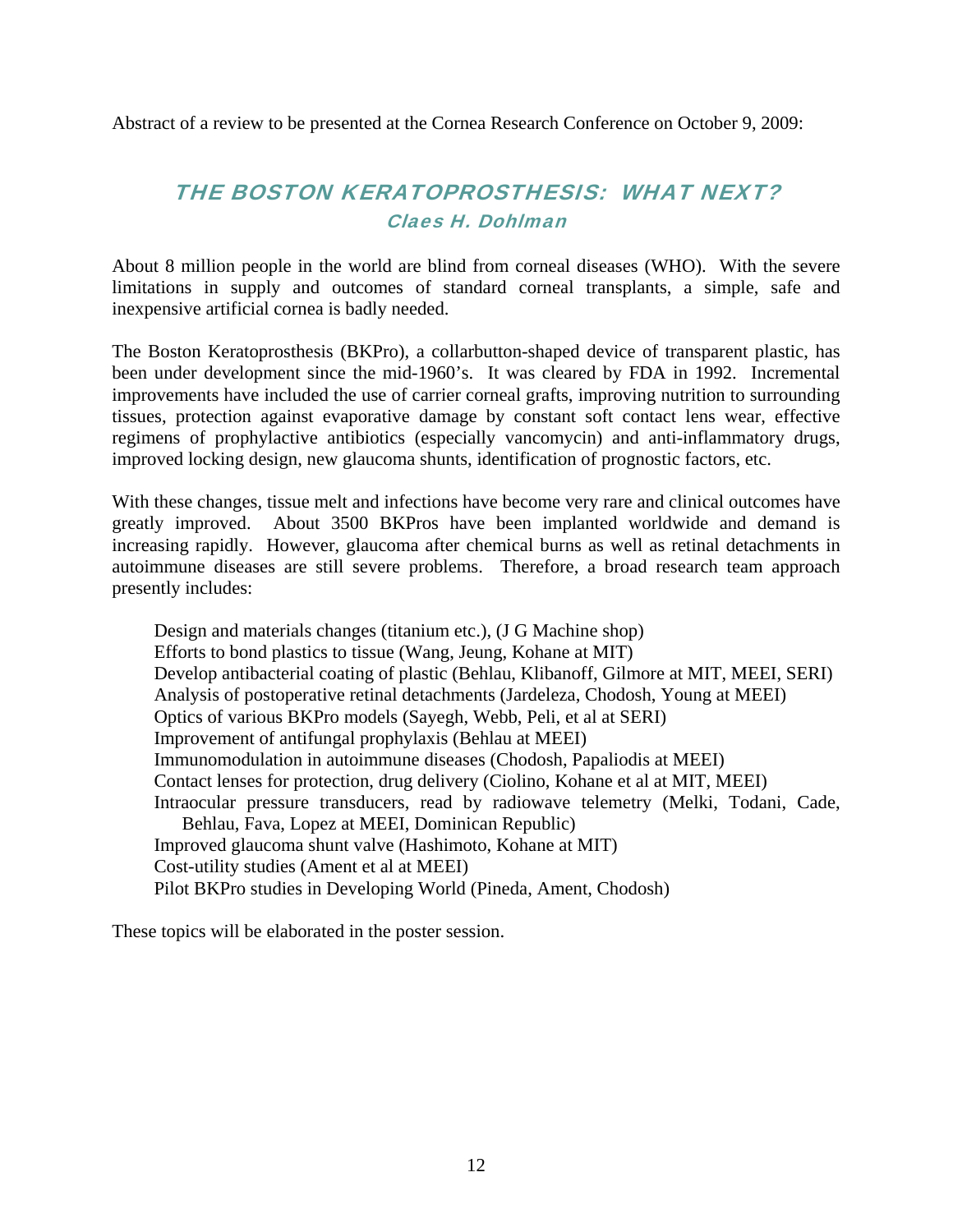Abstract of a review to be presented at the Cornea Research Conference on October 9, 2009:

## THE BOSTON KERATOPROSTHESIS: WHAT NEXT?

### *Claes H. Dohlman*

About 8 million people in the world are blind from corneal diseases (WHO). With the severe limitations in supply and outcomes of standard corneal transplants, a simple, safe and inexpensive artificial cornea is badly needed.

The Boston Keratoprosthesis (BKPro), a collarbutton-shaped device of transparent plastic, has been under development since the mid-1960's. It was cleared by FDA in 1992. Incremental improvements have included the use of carrier corneal grafts, improving nutrition to surrounding tissues, protection against evaporative damage by constant soft contact lens wear, effective regimens of prophylactive antibiotics (especially vancomycin) and anti-inflammatory drugs, improved locking design, new glaucoma shunts, identification of prognostic factors, etc.

With these changes, tissue melt and infections have become very rare and clinical outcomes have greatly improved. About 3500 BKPros have been implanted worldwide and demand is increasing rapidly. However, glaucoma after chemical burns as well as retinal detachments in autoimmune diseases are still severe problems. Therefore, a broad research team approach presently includes:

- Design and materials changes (titanium etc.), (J G Machine shop)
- Efforts to bond plastics to tissue (Wang, Jeung, Kohane at MIT)
- Develop antibacterial coating of plastic (Behlau, Klibanoff, Gilmore at MIT, MEEI, SERI)
- Analysis of postoperative retinal detachments (Jardeleza, Chodosh, Young at MEEI)
- Optics of various BKPro models (Sayegh, Webb, Peli, et al at SERI)
- Improvement of antifungal prophylaxis (Behlau at MEEI)
- Immunomodulation in autoimmune diseases (Chodosh, Papaliodis at MEEI)
- Contact lenses for protection, drug delivery (Ciolino, Kohane et al at MIT, MEEI)
- Intraocular pressure transducers, read by radiowave telemetry (Melki, Todani, Cade, Behlau, Fava, Lopez at MEEI, Dominican Republic)
- Improved glaucoma shunt valve (Hashimoto, Kohane at MIT)
- Cost-utility studies (Ament et al at MEEI)
- Pilot BKPro studies in Developing World (Pineda, Ament, Chodosh)

These topics will be elaborated in the poster session.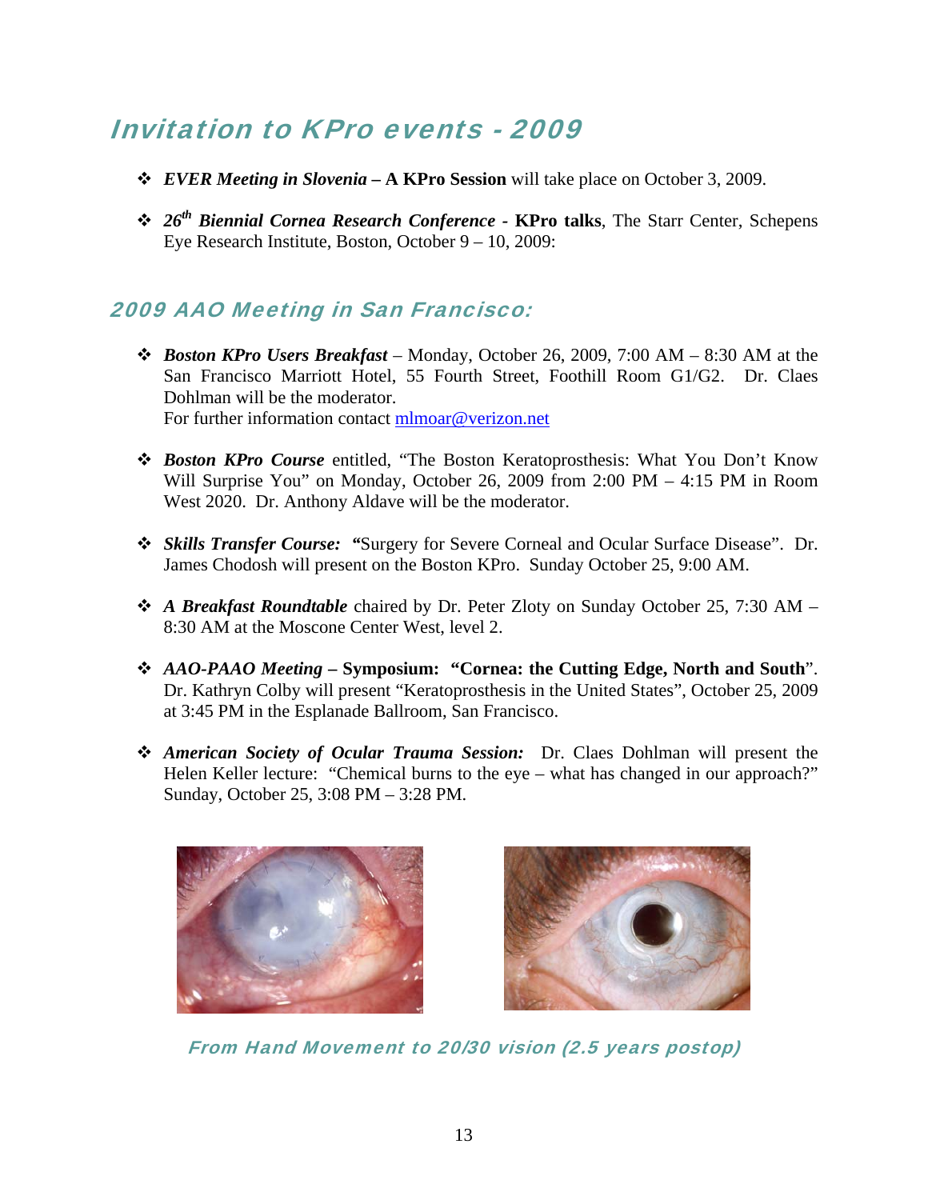# Invitation to KPro events - 2009

- ***EVER Meeting in Slovenia* – A KPro Session** will take place on October 3, 2009.

- ***26th Biennial Cornea Research Conference* - KPro talks**, The Starr Center, Schepens Eye Research Institute, Boston, October 9 – 10, 2009:

## 2009 AAO Meeting in San Francisco:

- ***Boston KPro Users Breakfast*** – Monday, October 26, 2009, 7:00 AM – 8:30 AM at the San Francisco Marriott Hotel, 55 Fourth Street, Foothill Room G1/G2. Dr. Claes Dohlman will be the moderator.
  For further information contact mlmoar@verizon.net

- ***Boston KPro Course*** entitled, "The Boston Keratoprosthesis: What You Don't Know Will Surprise You" on Monday, October 26, 2009 from 2:00 PM – 4:15 PM in Room West 2020. Dr. Anthony Aldave will be the moderator.

- ***Skills Transfer Course:* "**Surgery for Severe Corneal and Ocular Surface Disease". Dr. James Chodosh will present on the Boston KPro. Sunday October 25, 9:00 AM.

- ***A Breakfast Roundtable*** chaired by Dr. Peter Zloty on Sunday October 25, 7:30 AM – 8:30 AM at the Moscone Center West, level 2.

- ***AAO-PAAO Meeting* – Symposium: "Cornea: the Cutting Edge, North and South**". Dr. Kathryn Colby will present "Keratoprosthesis in the United States", October 25, 2009 at 3:45 PM in the Esplanade Ballroom, San Francisco.

- ***American Society of Ocular Trauma Session:*** Dr. Claes Dohlman will present the Helen Keller lecture: "Chemical burns to the eye – what has changed in our approach?" Sunday, October 25, 3:08 PM – 3:28 PM.

From Hand Movement to 20/30 vision (2.5 years postop)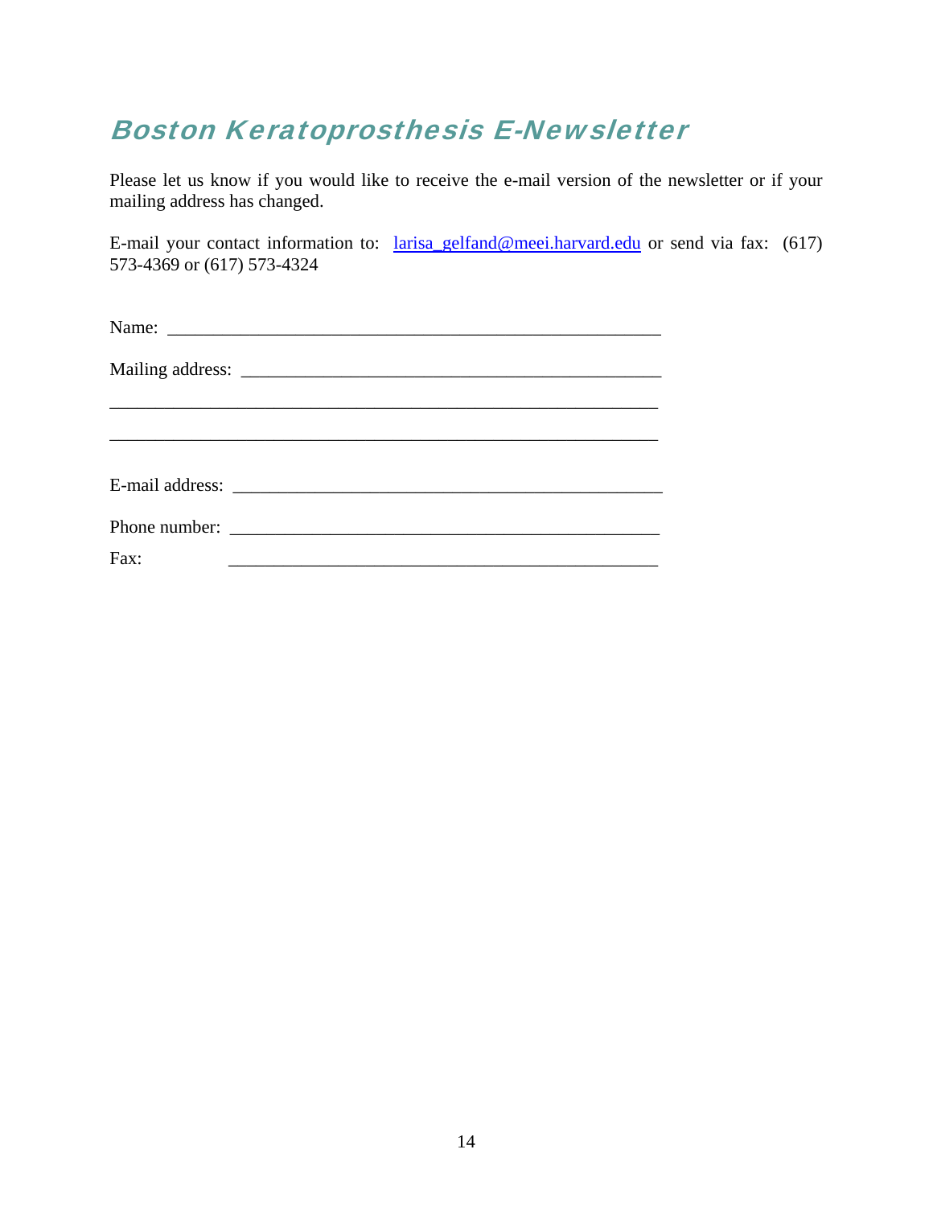## Boston Keratoprosthesis E-Newsletter

Please let us know if you would like to receive the e-mail version of the newsletter or if your mailing address has changed.

E-mail your contact information to: larisa_gelfand@meei.harvard.edu or send via fax: (617) 573-4369 or (617) 573-4324

Name: ________________________________________________________

Mailing address: ______________________________________________

______________________________________________________________

______________________________________________________________

E-mail address: _______________________________________________

Phone number: ________________________________________________

Fax: ________________________________________________